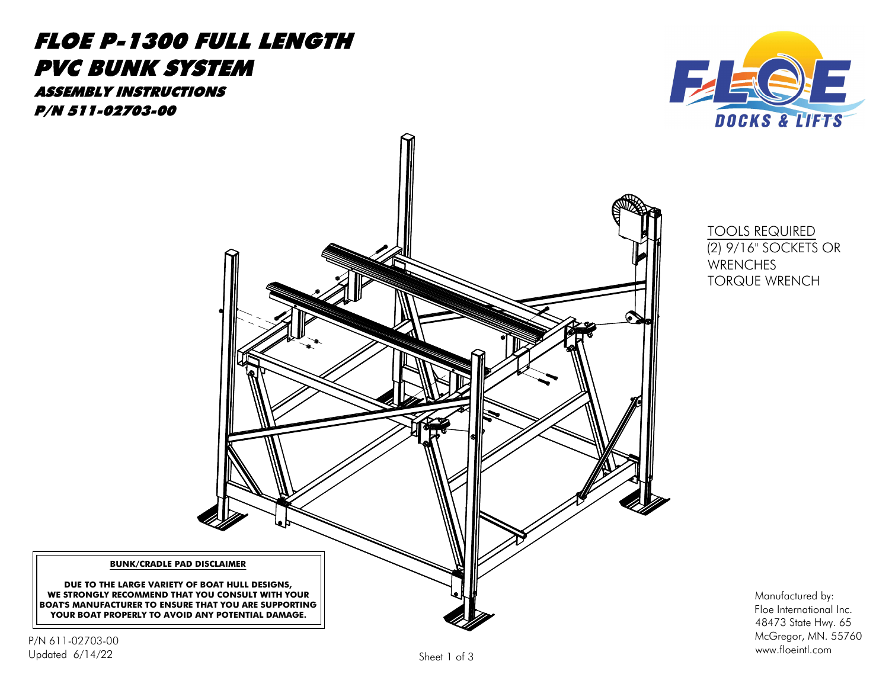# FLOE P-1300 FULL LENGTH PVC BUNK SYSTEM

## ASSEMBLY INSTRUCTIONS

## P/N 511-02703-00

FLOE DOCKS & LIFTS

TOOLS REQUIRED
(2) 9/16" SOCKETS OR WRENCHES
TORQUE WRENCH

**BUNK/CRADLE PAD DISCLAIMER**

**DUE TO THE LARGE VARIETY OF BOAT HULL DESIGNS, WE STRONGLY RECOMMEND THAT YOU CONSULT WITH YOUR BOAT'S MANUFACTURER TO ENSURE THAT YOU ARE SUPPORTING YOUR BOAT PROPERLY TO AVOID ANY POTENTIAL DAMAGE.**

P/N 611-02703-00
Updated 6/14/22

Manufactured by:
Floe International Inc.
48473 State Hwy. 65
McGregor, MN. 55760
www.floeintl.com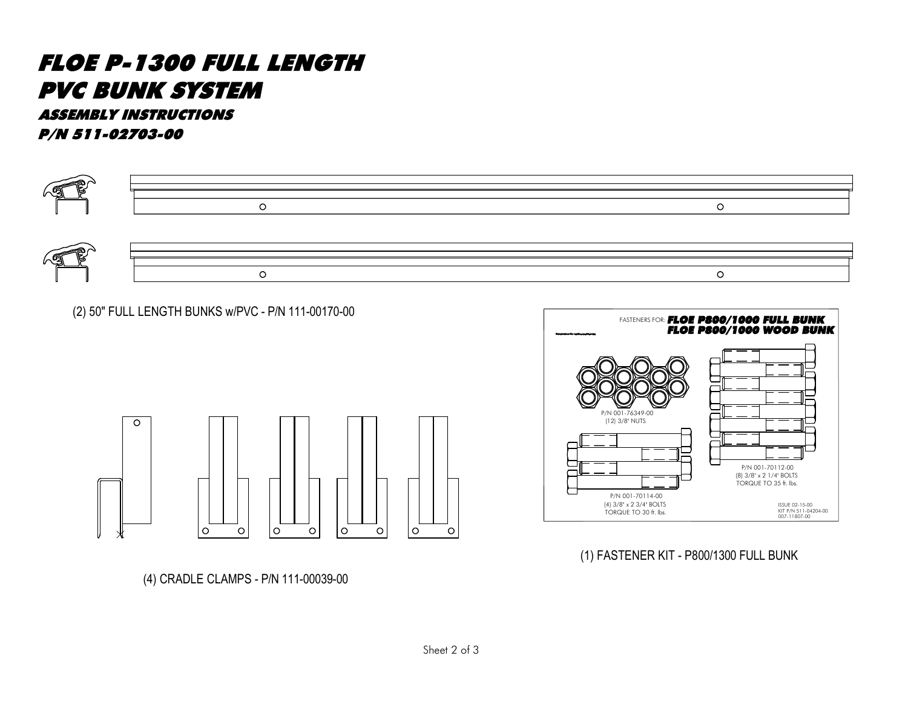# FLOE P-1300 FULL LENGTH PVC BUNK SYSTEM

### ASSEMBLY INSTRUCTIONS

### P/N 511-02703-00

(2) 50" FULL LENGTH BUNKS w/PVC - P/N 111-00170-00

FASTENERS FOR: **FLOE P800/1000 FULL BUNK**
**FLOE P800/1000 WOOD BUNK**

P/N 001-76349-00
(12) 3/8" NUTS

P/N 001-70112-00
(8) 3/8" x 2 1/4" BOLTS
TORQUE TO 35 ft. lbs.

P/N 001-70114-00
(4) 3/8" x 2 3/4" BOLTS
TORQUE TO 30 ft. lbs.

ISSUE 02-15-00
KIT P/N 511-04204-00
007-11807-00

(4) CRADLE CLAMPS - P/N 111-00039-00

(1) FASTENER KIT - P800/1300 FULL BUNK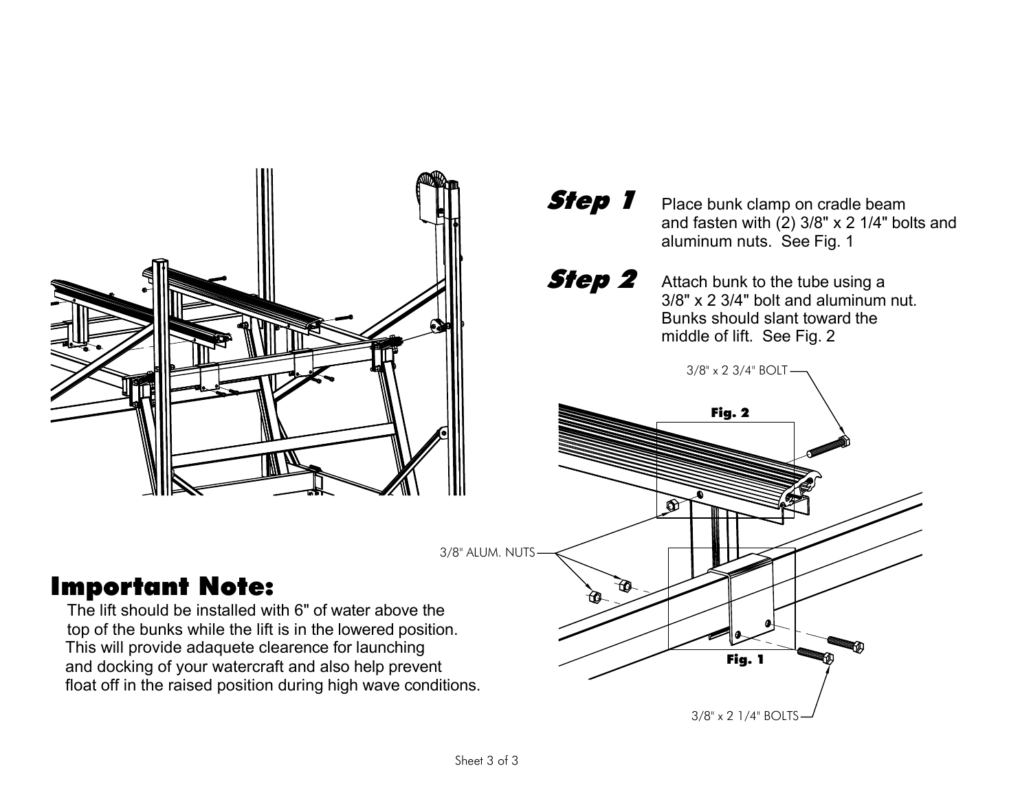## Step 1

Place bunk clamp on cradle beam and fasten with (2) 3/8" x 2 1/4" bolts and aluminum nuts. See Fig. 1

## Step 2

Attach bunk to the tube using a 3/8" x 2 3/4" bolt and aluminum nut. Bunks should slant toward the middle of lift. See Fig. 2

3/8" x 2 3/4" BOLT

Fig. 2

3/8" ALUM. NUTS

Fig. 1

3/8" x 2 1/4" BOLTS

## Important Note:

The lift should be installed with 6" of water above the top of the bunks while the lift is in the lowered position. This will provide adaquete clearence for launching and docking of your watercraft and also help prevent float off in the raised position during high wave conditions.